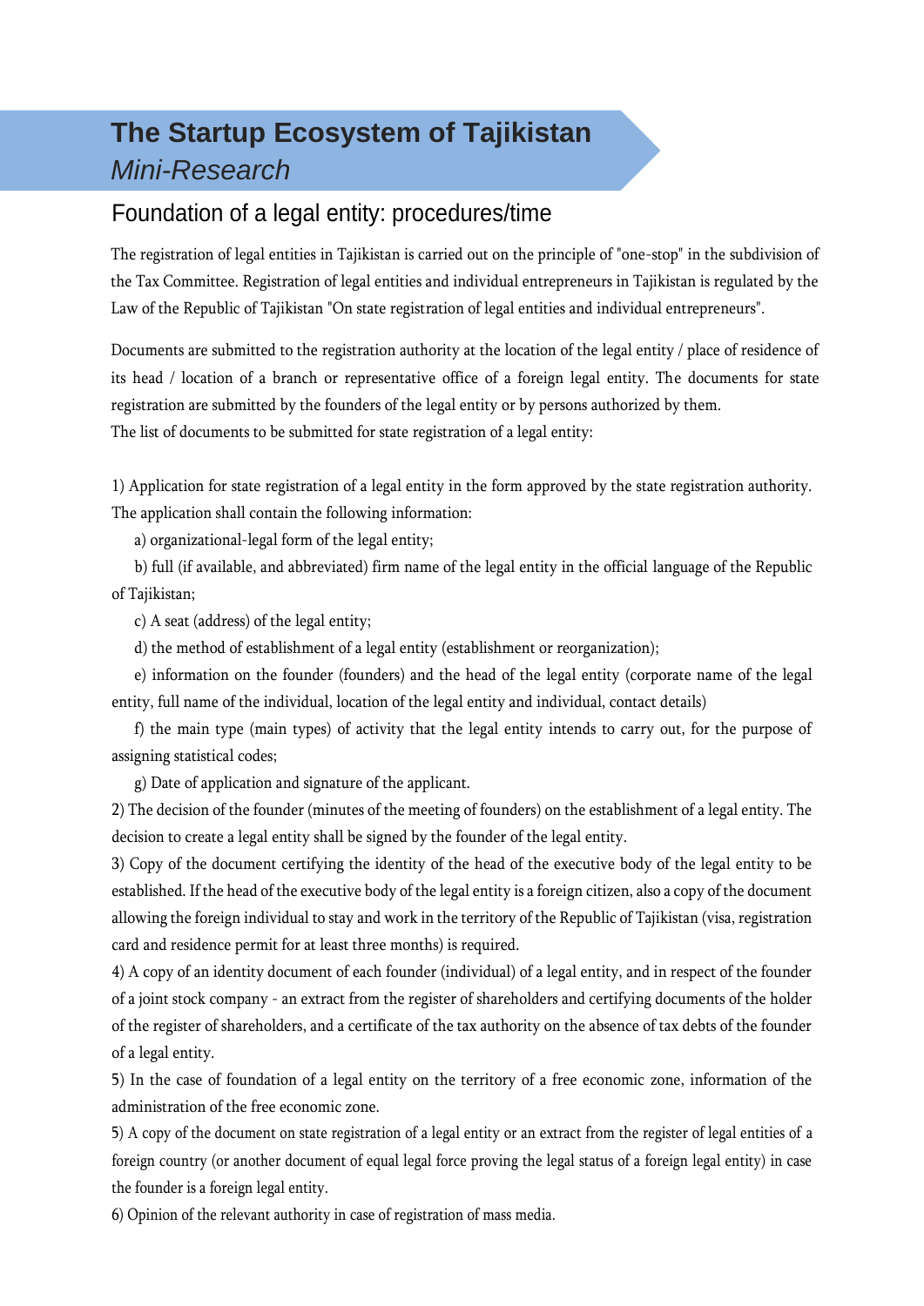# The Startup Ecosystem of Tajikistan

*Mini-Research*

## Foundation of a legal entity: procedures/time

The registration of legal entities in Tajikistan is carried out on the principle of "one-stop" in the subdivision of the Tax Committee. Registration of legal entities and individual entrepreneurs in Tajikistan is regulated by the Law of the Republic of Tajikistan "On state registration of legal entities and individual entrepreneurs".

Documents are submitted to the registration authority at the location of the legal entity / place of residence of its head / location of a branch or representative office of a foreign legal entity. The documents for state registration are submitted by the founders of the legal entity or by persons authorized by them.
The list of documents to be submitted for state registration of a legal entity:

1) Application for state registration of a legal entity in the form approved by the state registration authority. The application shall contain the following information:

   a) organizational-legal form of the legal entity;

   b) full (if available, and abbreviated) firm name of the legal entity in the official language of the Republic of Tajikistan;

   c) A seat (address) of the legal entity;

   d) the method of establishment of a legal entity (establishment or reorganization);

   e) information on the founder (founders) and the head of the legal entity (corporate name of the legal entity, full name of the individual, location of the legal entity and individual, contact details)

   f) the main type (main types) of activity that the legal entity intends to carry out, for the purpose of assigning statistical codes;

   g) Date of application and signature of the applicant.

2) The decision of the founder (minutes of the meeting of founders) on the establishment of a legal entity. The decision to create a legal entity shall be signed by the founder of the legal entity.

3) Copy of the document certifying the identity of the head of the executive body of the legal entity to be established. If the head of the executive body of the legal entity is a foreign citizen, also a copy of the document allowing the foreign individual to stay and work in the territory of the Republic of Tajikistan (visa, registration card and residence permit for at least three months) is required.

4) A copy of an identity document of each founder (individual) of a legal entity, and in respect of the founder of a joint stock company - an extract from the register of shareholders and certifying documents of the holder of the register of shareholders, and a certificate of the tax authority on the absence of tax debts of the founder of a legal entity.

5) In the case of foundation of a legal entity on the territory of a free economic zone, information of the administration of the free economic zone.

5) A copy of the document on state registration of a legal entity or an extract from the register of legal entities of a foreign country (or another document of equal legal force proving the legal status of a foreign legal entity) in case the founder is a foreign legal entity.

6) Opinion of the relevant authority in case of registration of mass media.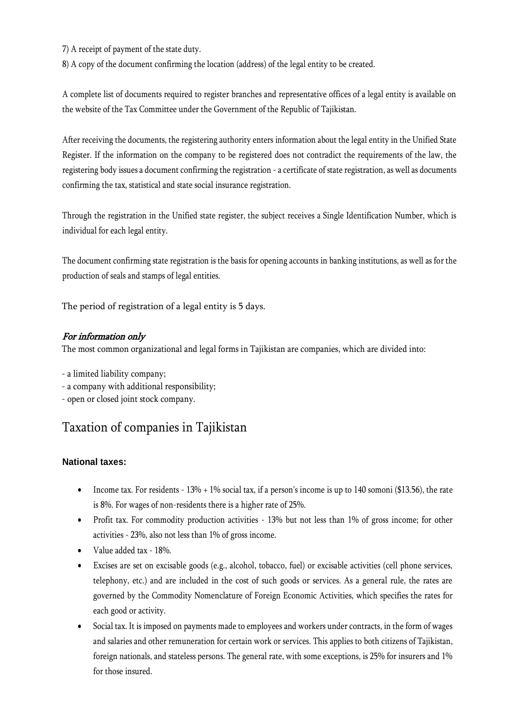7) A receipt of payment of the state duty.

8) A copy of the document confirming the location (address) of the legal entity to be created.

A complete list of documents required to register branches and representative offices of a legal entity is available on the website of the Tax Committee under the Government of the Republic of Tajikistan.

After receiving the documents, the registering authority enters information about the legal entity in the Unified State Register. If the information on the company to be registered does not contradict the requirements of the law, the registering body issues a document confirming the registration - a certificate of state registration, as well as documents confirming the tax, statistical and state social insurance registration.

Through the registration in the Unified state register, the subject receives a Single Identification Number, which is individual for each legal entity.

The document confirming state registration is the basis for opening accounts in banking institutions, as well as for the production of seals and stamps of legal entities.

The period of registration of a legal entity is 5 days.

***For information only***

The most common organizational and legal forms in Tajikistan are companies, which are divided into:

- a limited liability company;
- a company with additional responsibility;
- open or closed joint stock company.

## Taxation of companies in Tajikistan

### National taxes:

- Income tax. For residents - 13% + 1% social tax, if a person's income is up to 140 somoni ($13.56), the rate is 8%. For wages of non-residents there is a higher rate of 25%.
- Profit tax. For commodity production activities - 13% but not less than 1% of gross income; for other activities - 23%, also not less than 1% of gross income.
- Value added tax - 18%.
- Excises are set on excisable goods (e.g., alcohol, tobacco, fuel) or excisable activities (cell phone services, telephony, etc.) and are included in the cost of such goods or services. As a general rule, the rates are governed by the Commodity Nomenclature of Foreign Economic Activities, which specifies the rates for each good or activity.
- Social tax. It is imposed on payments made to employees and workers under contracts, in the form of wages and salaries and other remuneration for certain work or services. This applies to both citizens of Tajikistan, foreign nationals, and stateless persons. The general rate, with some exceptions, is 25% for insurers and 1% for those insured.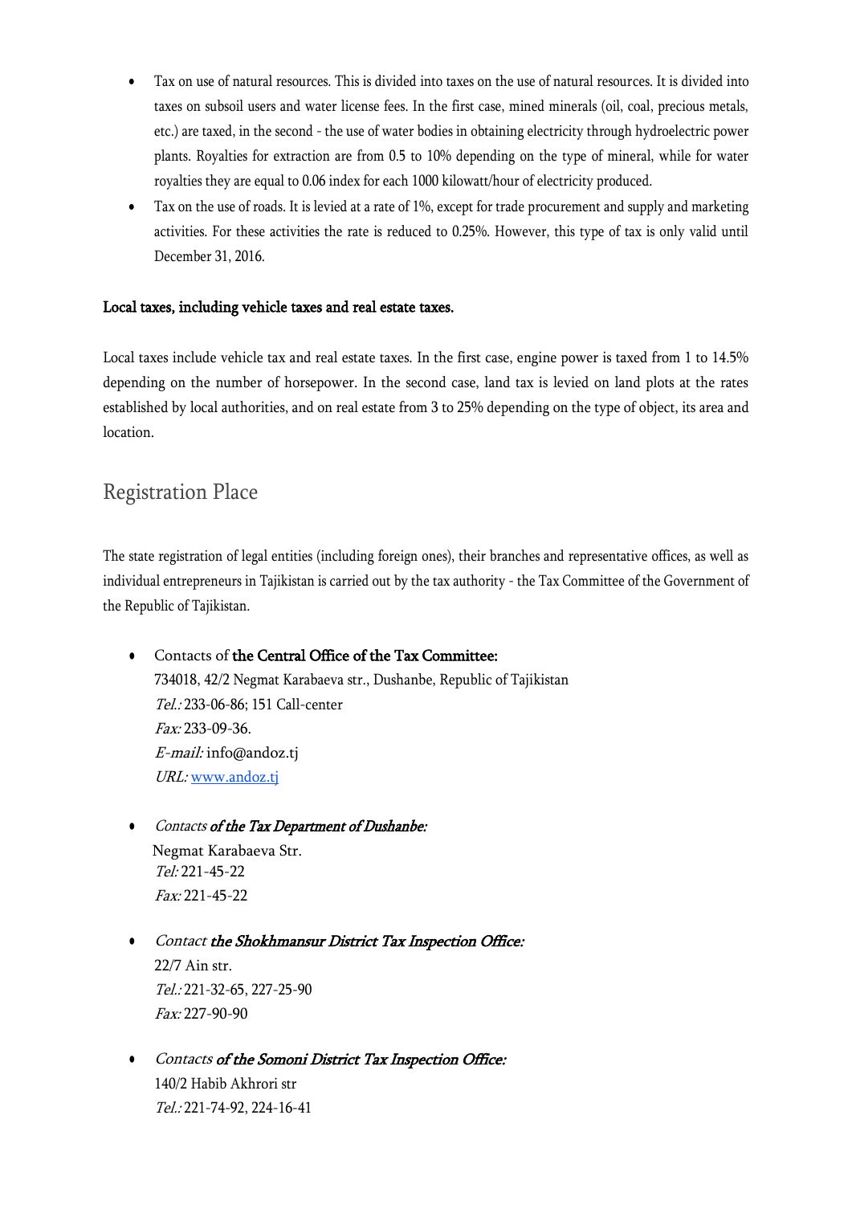- Tax on use of natural resources. This is divided into taxes on the use of natural resources. It is divided into taxes on subsoil users and water license fees. In the first case, mined minerals (oil, coal, precious metals, etc.) are taxed, in the second - the use of water bodies in obtaining electricity through hydroelectric power plants. Royalties for extraction are from 0.5 to 10% depending on the type of mineral, while for water royalties they are equal to 0.06 index for each 1000 kilowatt/hour of electricity produced.
- Tax on the use of roads. It is levied at a rate of 1%, except for trade procurement and supply and marketing activities. For these activities the rate is reduced to 0.25%. However, this type of tax is only valid until December 31, 2016.

**Local taxes, including vehicle taxes and real estate taxes.**

Local taxes include vehicle tax and real estate taxes. In the first case, engine power is taxed from 1 to 14.5% depending on the number of horsepower. In the second case, land tax is levied on land plots at the rates established by local authorities, and on real estate from 3 to 25% depending on the type of object, its area and location.

## Registration Place

The state registration of legal entities (including foreign ones), their branches and representative offices, as well as individual entrepreneurs in Tajikistan is carried out by the tax authority - the Tax Committee of the Government of the Republic of Tajikistan.

- Contacts of **the Central Office of the Tax Committee:**
  734018, 42/2 Negmat Karabaeva str., Dushanbe, Republic of Tajikistan
  *Tel.:* 233-06-86; 151 Call-center
  *Fax:* 233-09-36.
  *E-mail:* info@andoz.tj
  *URL:* www.andoz.tj

- *Contacts* ***of the Tax Department of Dushanbe:***
  Negmat Karabaeva Str.
  *Tel:* 221-45-22
  *Fax:* 221-45-22

- *Contact* ***the Shokhmansur District Tax Inspection Office:***
  22/7 Ain str.
  *Tel.:* 221-32-65, 227-25-90
  *Fax:* 227-90-90

- *Contacts* ***of the Somoni District Tax Inspection Office:***
  140/2 Habib Akhrori str
  *Tel.:* 221-74-92, 224-16-41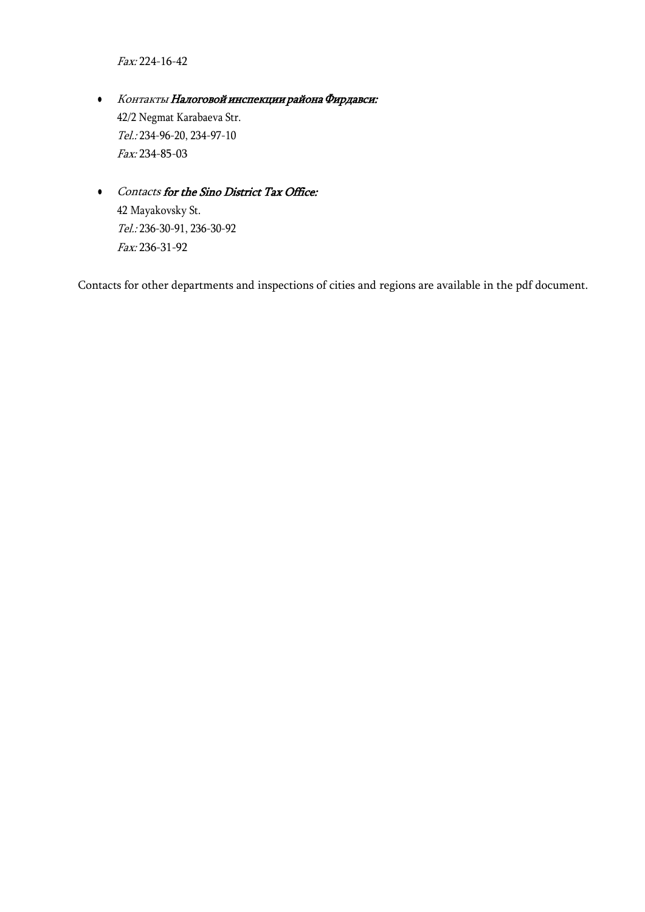*Fax:* 224-16-42

- *Контакты* ***Налоговой инспекции района Фирдавси:***
  42/2 Negmat Karabaeva Str.
  *Tel.:* 234-96-20, 234-97-10
  *Fax:* 234-85-03

- *Contacts* ***for the Sino District Tax Office:***
  42 Mayakovsky St.
  *Tel.:* 236-30-91, 236-30-92
  *Fax:* 236-31-92

Contacts for other departments and inspections of cities and regions are available in the pdf document.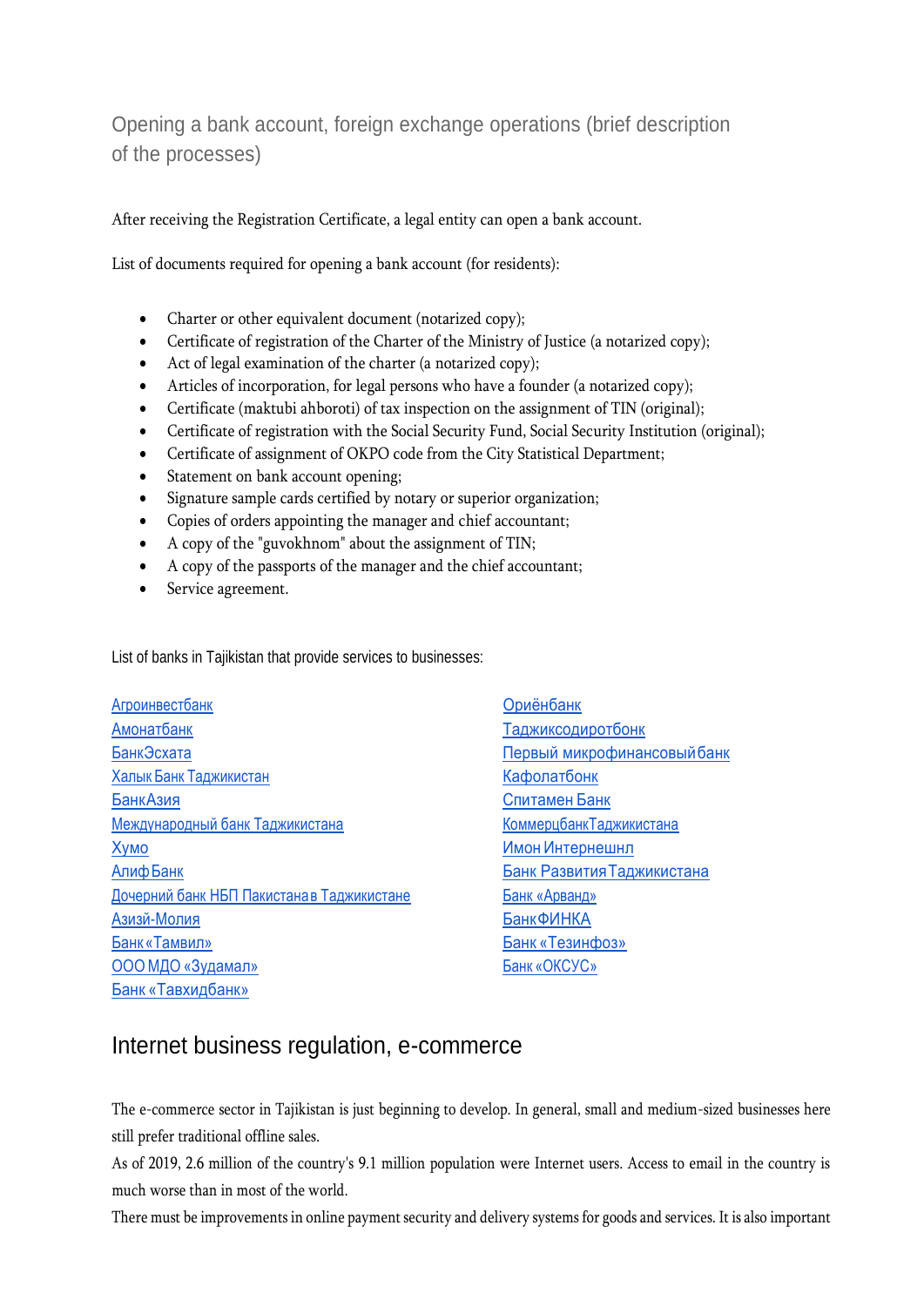## Opening a bank account, foreign exchange operations (brief description of the processes)

After receiving the Registration Certificate, a legal entity can open a bank account.

List of documents required for opening a bank account (for residents):

- Charter or other equivalent document (notarized copy);
- Certificate of registration of the Charter of the Ministry of Justice (a notarized copy);
- Act of legal examination of the charter (a notarized copy);
- Articles of incorporation, for legal persons who have a founder (a notarized copy);
- Certificate (maktubi ahboroti) of tax inspection on the assignment of TIN (original);
- Certificate of registration with the Social Security Fund, Social Security Institution (original);
- Certificate of assignment of OKPO code from the City Statistical Department;
- Statement on bank account opening;
- Signature sample cards certified by notary or superior organization;
- Copies of orders appointing the manager and chief accountant;
- A copy of the "guvokhnom" about the assignment of TIN;
- A copy of the passports of the manager and the chief accountant;
- Service agreement.

List of banks in Tajikistan that provide services to businesses:

Агроинвестбанк
Амонатбанк
БанкЭсхата
Халык Банк Таджикистан
БанкАзия
Международный банк Таджикистана
Хумо
Алиф Банк
Дочерний банк НБП Пакистана в Таджикистане
Азизи-Молия
Банк «Тамвил»
ООО МДО «Зудамал»
Банк «Тавхидбанк»
Ориёнбанк
Таджиксодиротбонк
Первый микрофинансовый банк
Кафолатбонк
Спитамен Банк
КоммерцбанкТаджикистана
Имон Интернешнл
Банк Развития Таджикистана
Банк «Арванд»
Банк ФИНКА
Банк «Тезинфоз»
Банк «ОКСУС»

## Internet business regulation, e-commerce

The e-commerce sector in Tajikistan is just beginning to develop. In general, small and medium-sized businesses here still prefer traditional offline sales.

As of 2019, 2.6 million of the country's 9.1 million population were Internet users. Access to email in the country is much worse than in most of the world.

There must be improvements in online payment security and delivery systems for goods and services. It is also important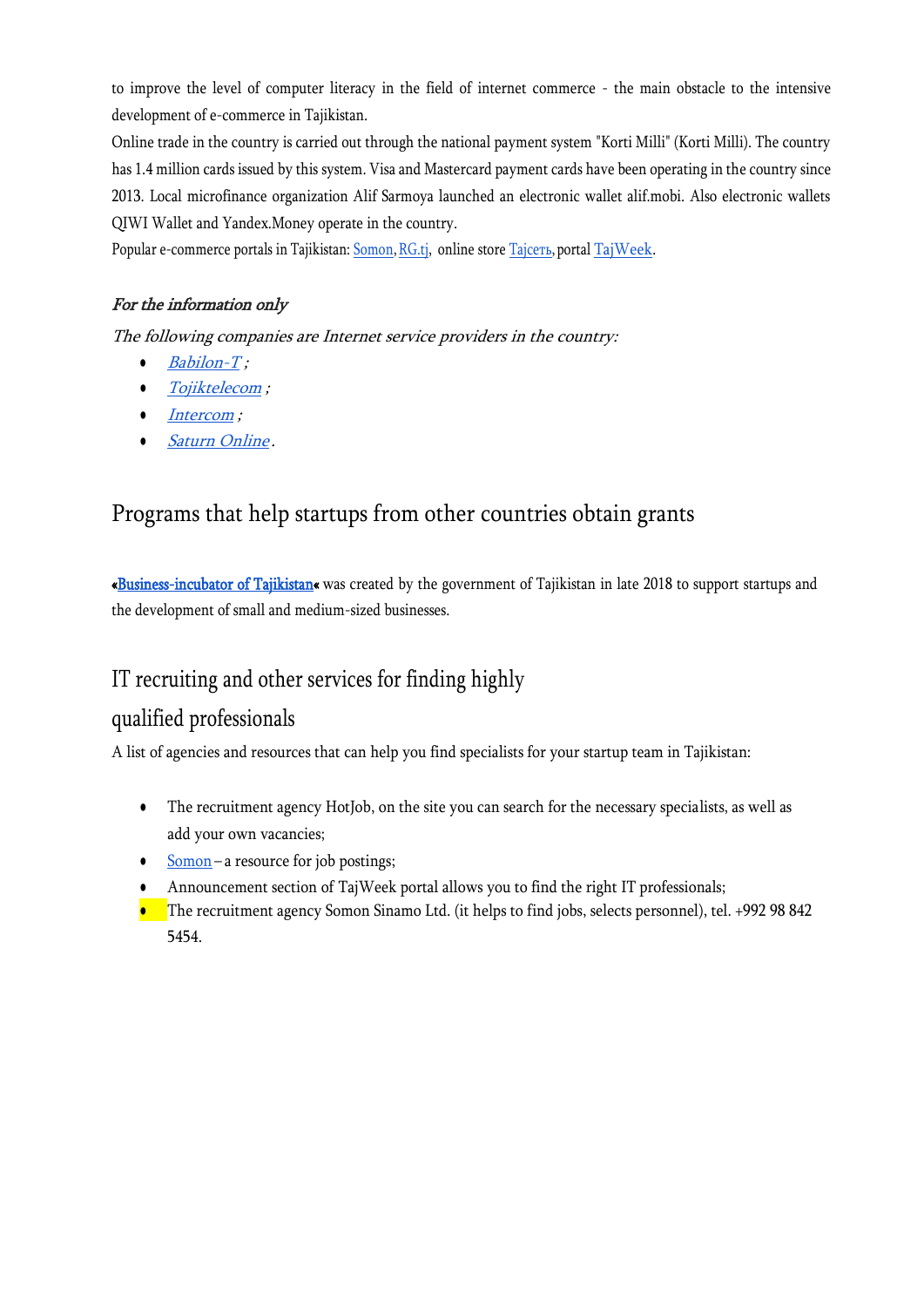to improve the level of computer literacy in the field of internet commerce - the main obstacle to the intensive development of e-commerce in Tajikistan.

Online trade in the country is carried out through the national payment system "Korti Milli" (Korti Milli). The country has 1.4 million cards issued by this system. Visa and Mastercard payment cards have been operating in the country since 2013. Local microfinance organization Alif Sarmoya launched an electronic wallet alif.mobi. Also electronic wallets QIWI Wallet and Yandex.Money operate in the country.

Popular e-commerce portals in Tajikistan: Somon, RG.tj, online store Тajсеть, portal TajWeek.

***For the information only***

*The following companies are Internet service providers in the country:*

- *Babilon-T* ;
- *Tojiktelecom* ;
- *Intercom* ;
- *Saturn Online* .

## Programs that help startups from other countries obtain grants

«Business-incubator of Tajikistan« was created by the government of Tajikistan in late 2018 to support startups and the development of small and medium-sized businesses.

## IT recruiting and other services for finding highly qualified professionals

A list of agencies and resources that can help you find specialists for your startup team in Tajikistan:

- The recruitment agency HotJob, on the site you can search for the necessary specialists, as well as add your own vacancies;
- Somon – a resource for job postings;
- Announcement section of TajWeek portal allows you to find the right IT professionals;
- The recruitment agency Somon Sinamo Ltd. (it helps to find jobs, selects personnel), tel. +992 98 842 5454.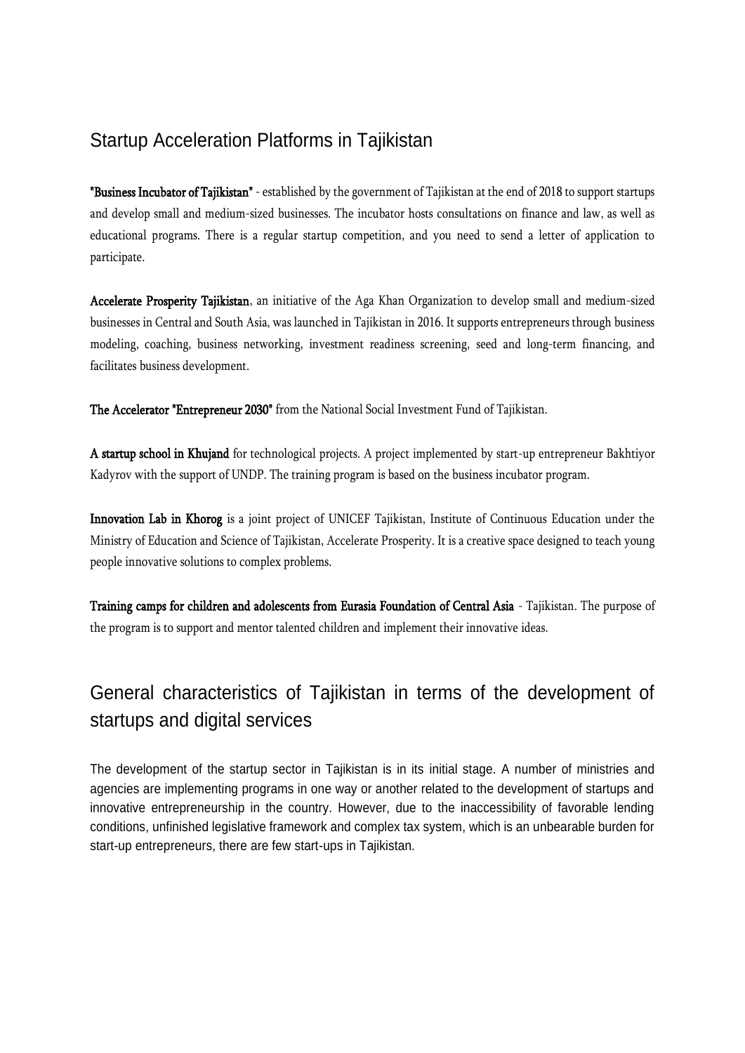## Startup Acceleration Platforms in Tajikistan

**"Business Incubator of Tajikistan"** - established by the government of Tajikistan at the end of 2018 to support startups and develop small and medium-sized businesses. The incubator hosts consultations on finance and law, as well as educational programs. There is a regular startup competition, and you need to send a letter of application to participate.

**Accelerate Prosperity Tajikistan**, an initiative of the Aga Khan Organization to develop small and medium-sized businesses in Central and South Asia, was launched in Tajikistan in 2016. It supports entrepreneurs through business modeling, coaching, business networking, investment readiness screening, seed and long-term financing, and facilitates business development.

**The Accelerator "Entrepreneur 2030"** from the National Social Investment Fund of Tajikistan.

**A startup school in Khujand** for technological projects. A project implemented by start-up entrepreneur Bakhtiyor Kadyrov with the support of UNDP. The training program is based on the business incubator program.

**Innovation Lab in Khorog** is a joint project of UNICEF Tajikistan, Institute of Continuous Education under the Ministry of Education and Science of Tajikistan, Accelerate Prosperity. It is a creative space designed to teach young people innovative solutions to complex problems.

**Training camps for children and adolescents from Eurasia Foundation of Central Asia** - Tajikistan. The purpose of the program is to support and mentor talented children and implement their innovative ideas.

## General characteristics of Tajikistan in terms of the development of startups and digital services

The development of the startup sector in Tajikistan is in its initial stage. A number of ministries and agencies are implementing programs in one way or another related to the development of startups and innovative entrepreneurship in the country. However, due to the inaccessibility of favorable lending conditions, unfinished legislative framework and complex tax system, which is an unbearable burden for start-up entrepreneurs, there are few start-ups in Tajikistan.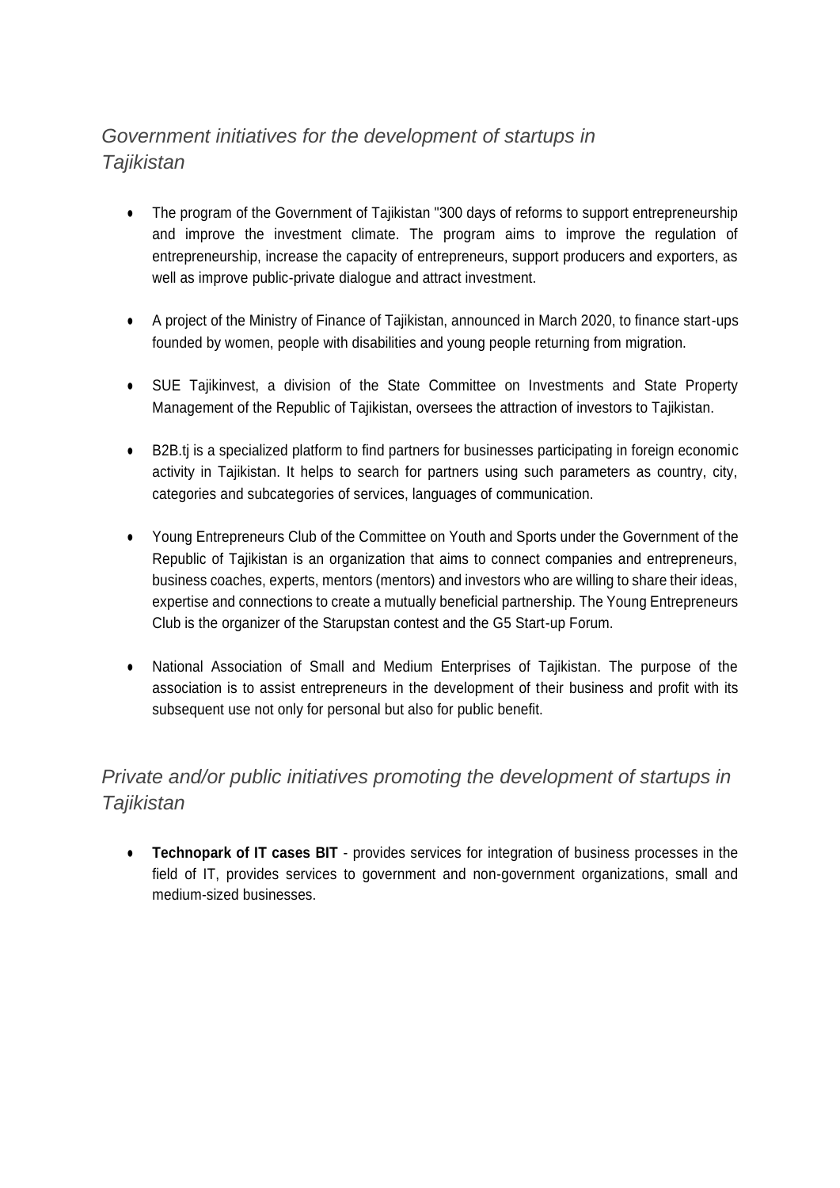## *Government initiatives for the development of startups in Tajikistan*

- The program of the Government of Tajikistan "300 days of reforms to support entrepreneurship and improve the investment climate. The program aims to improve the regulation of entrepreneurship, increase the capacity of entrepreneurs, support producers and exporters, as well as improve public-private dialogue and attract investment.

- A project of the Ministry of Finance of Tajikistan, announced in March 2020, to finance start-ups founded by women, people with disabilities and young people returning from migration.

- SUE Tajikinvest, a division of the State Committee on Investments and State Property Management of the Republic of Tajikistan, oversees the attraction of investors to Tajikistan.

- B2B.tj is a specialized platform to find partners for businesses participating in foreign economic activity in Tajikistan. It helps to search for partners using such parameters as country, city, categories and subcategories of services, languages of communication.

- Young Entrepreneurs Club of the Committee on Youth and Sports under the Government of the Republic of Tajikistan is an organization that aims to connect companies and entrepreneurs, business coaches, experts, mentors (mentors) and investors who are willing to share their ideas, expertise and connections to create a mutually beneficial partnership. The Young Entrepreneurs Club is the organizer of the Starupstan contest and the G5 Start-up Forum.

- National Association of Small and Medium Enterprises of Tajikistan. The purpose of the association is to assist entrepreneurs in the development of their business and profit with its subsequent use not only for personal but also for public benefit.

## *Private and/or public initiatives promoting the development of startups in Tajikistan*

- **Technopark of IT cases BIT** - provides services for integration of business processes in the field of IT, provides services to government and non-government organizations, small and medium-sized businesses.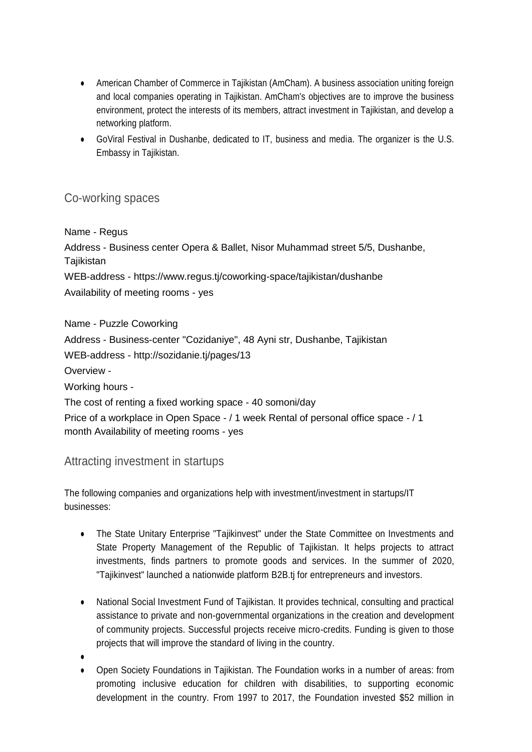- American Chamber of Commerce in Tajikistan (AmCham). A business association uniting foreign and local companies operating in Tajikistan. AmCham's objectives are to improve the business environment, protect the interests of its members, attract investment in Tajikistan, and develop a networking platform.
- GoViral Festival in Dushanbe, dedicated to IT, business and media. The organizer is the U.S. Embassy in Tajikistan.

## Co-working spaces

Name - Regus

Address - Business center Opera & Ballet, Nisor Muhammad street 5/5, Dushanbe, Tajikistan

WEB-address - https://www.regus.tj/coworking-space/tajikistan/dushanbe

Availability of meeting rooms - yes

Name - Puzzle Coworking

Address - Business-center "Cozidaniye", 48 Ayni str, Dushanbe, Tajikistan

WEB-address - http://sozidanie.tj/pages/13

Overview -

Working hours -

The cost of renting a fixed working space - 40 somoni/day

Price of a workplace in Open Space - / 1 week Rental of personal office space - / 1 month Availability of meeting rooms - yes

## Attracting investment in startups

The following companies and organizations help with investment/investment in startups/IT businesses:

- The State Unitary Enterprise "Tajikinvest" under the State Committee on Investments and State Property Management of the Republic of Tajikistan. It helps projects to attract investments, finds partners to promote goods and services. In the summer of 2020, "Tajikinvest" launched a nationwide platform B2B.tj for entrepreneurs and investors.
- National Social Investment Fund of Tajikistan. It provides technical, consulting and practical assistance to private and non-governmental organizations in the creation and development of community projects. Successful projects receive micro-credits. Funding is given to those projects that will improve the standard of living in the country.
- 
- Open Society Foundations in Tajikistan. The Foundation works in a number of areas: from promoting inclusive education for children with disabilities, to supporting economic development in the country. From 1997 to 2017, the Foundation invested $52 million in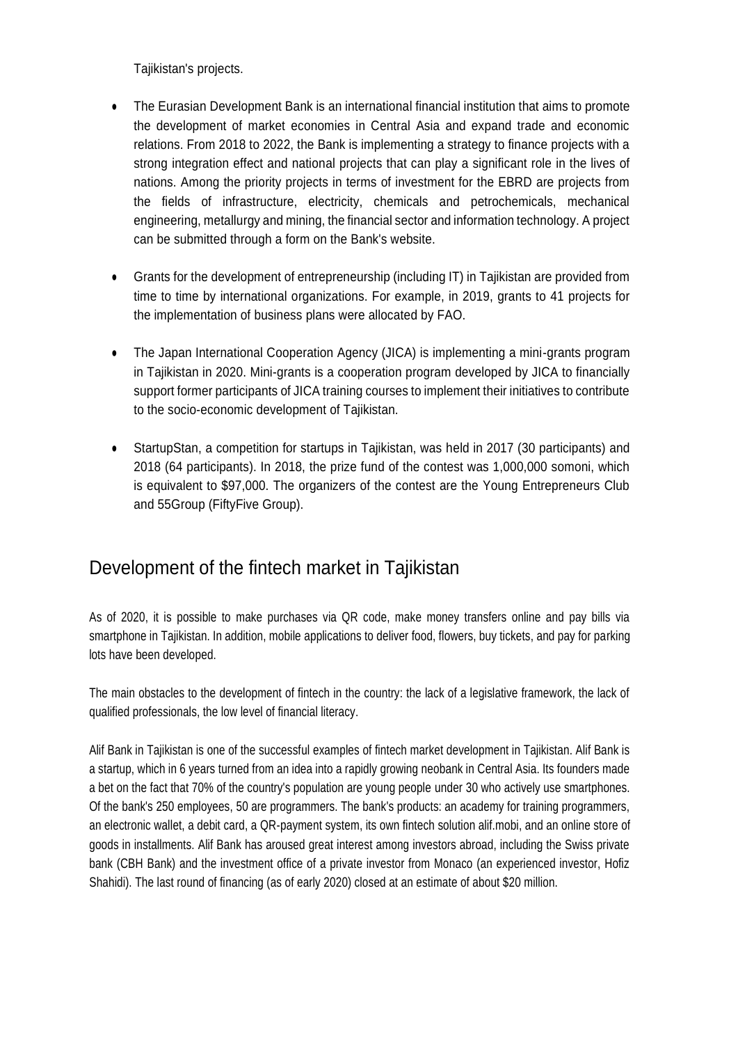Tajikistan's projects.

- The Eurasian Development Bank is an international financial institution that aims to promote the development of market economies in Central Asia and expand trade and economic relations. From 2018 to 2022, the Bank is implementing a strategy to finance projects with a strong integration effect and national projects that can play a significant role in the lives of nations. Among the priority projects in terms of investment for the EBRD are projects from the fields of infrastructure, electricity, chemicals and petrochemicals, mechanical engineering, metallurgy and mining, the financial sector and information technology. A project can be submitted through a form on the Bank's website.

- Grants for the development of entrepreneurship (including IT) in Tajikistan are provided from time to time by international organizations. For example, in 2019, grants to 41 projects for the implementation of business plans were allocated by FAO.

- The Japan International Cooperation Agency (JICA) is implementing a mini-grants program in Tajikistan in 2020. Mini-grants is a cooperation program developed by JICA to financially support former participants of JICA training courses to implement their initiatives to contribute to the socio-economic development of Tajikistan.

- StartupStan, a competition for startups in Tajikistan, was held in 2017 (30 participants) and 2018 (64 participants). In 2018, the prize fund of the contest was 1,000,000 somoni, which is equivalent to $97,000. The organizers of the contest are the Young Entrepreneurs Club and 55Group (FiftyFive Group).

## Development of the fintech market in Tajikistan

As of 2020, it is possible to make purchases via QR code, make money transfers online and pay bills via smartphone in Tajikistan. In addition, mobile applications to deliver food, flowers, buy tickets, and pay for parking lots have been developed.

The main obstacles to the development of fintech in the country: the lack of a legislative framework, the lack of qualified professionals, the low level of financial literacy.

Alif Bank in Tajikistan is one of the successful examples of fintech market development in Tajikistan. Alif Bank is a startup, which in 6 years turned from an idea into a rapidly growing neobank in Central Asia. Its founders made a bet on the fact that 70% of the country's population are young people under 30 who actively use smartphones. Of the bank's 250 employees, 50 are programmers. The bank's products: an academy for training programmers, an electronic wallet, a debit card, a QR-payment system, its own fintech solution alif.mobi, and an online store of goods in installments. Alif Bank has aroused great interest among investors abroad, including the Swiss private bank (CBH Bank) and the investment office of a private investor from Monaco (an experienced investor, Hofiz Shahidi). The last round of financing (as of early 2020) closed at an estimate of about $20 million.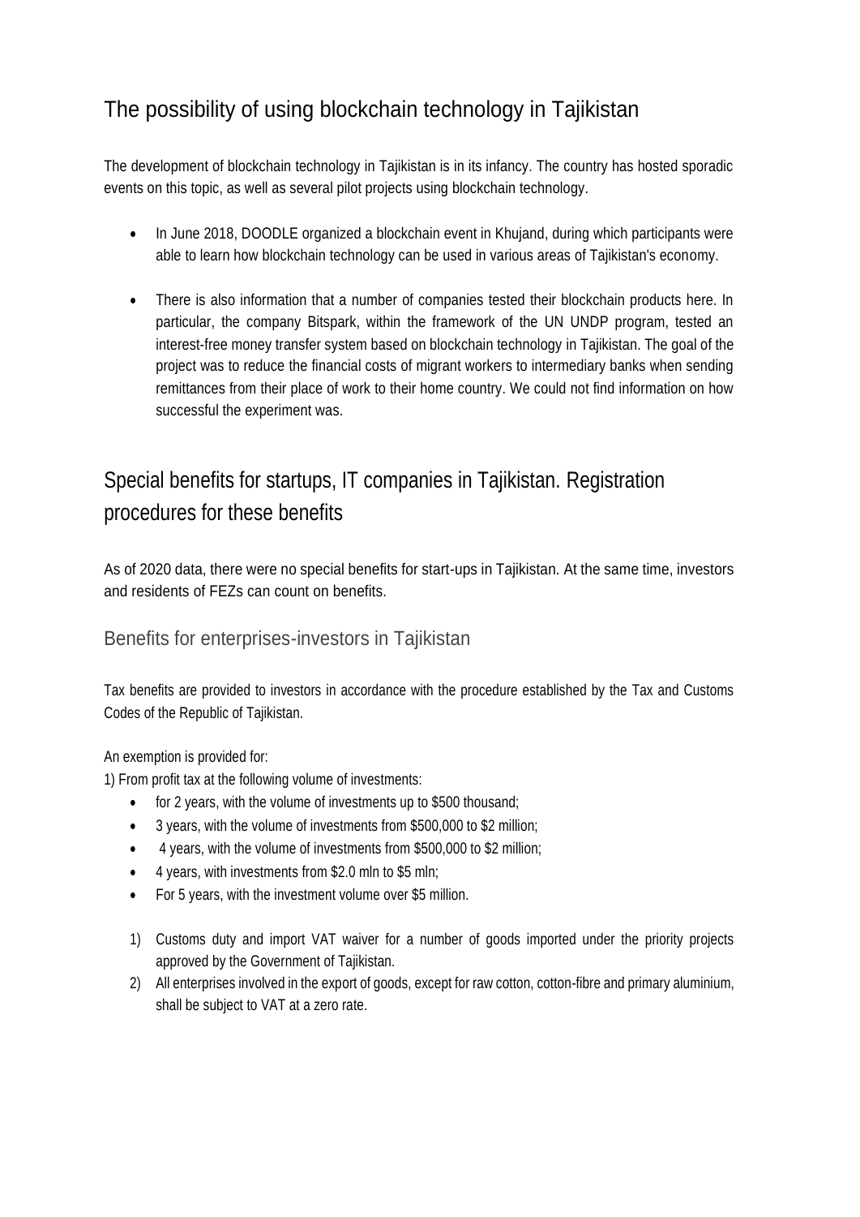## The possibility of using blockchain technology in Tajikistan

The development of blockchain technology in Tajikistan is in its infancy. The country has hosted sporadic events on this topic, as well as several pilot projects using blockchain technology.

- In June 2018, DOODLE organized a blockchain event in Khujand, during which participants were able to learn how blockchain technology can be used in various areas of Tajikistan's economy.
- There is also information that a number of companies tested their blockchain products here. In particular, the company Bitspark, within the framework of the UN UNDP program, tested an interest-free money transfer system based on blockchain technology in Tajikistan. The goal of the project was to reduce the financial costs of migrant workers to intermediary banks when sending remittances from their place of work to their home country. We could not find information on how successful the experiment was.

## Special benefits for startups, IT companies in Tajikistan. Registration procedures for these benefits

As of 2020 data, there were no special benefits for start-ups in Tajikistan. At the same time, investors and residents of FEZs can count on benefits.

### Benefits for enterprises-investors in Tajikistan

Tax benefits are provided to investors in accordance with the procedure established by the Tax and Customs Codes of the Republic of Tajikistan.

An exemption is provided for:

1) From profit tax at the following volume of investments:

- for 2 years, with the volume of investments up to $500 thousand;
- 3 years, with the volume of investments from $500,000 to $2 million;
- 4 years, with the volume of investments from $500,000 to $2 million;
- 4 years, with investments from $2.0 mln to $5 mln;
- For 5 years, with the investment volume over $5 million.

1) Customs duty and import VAT waiver for a number of goods imported under the priority projects approved by the Government of Tajikistan.
2) All enterprises involved in the export of goods, except for raw cotton, cotton-fibre and primary aluminium, shall be subject to VAT at a zero rate.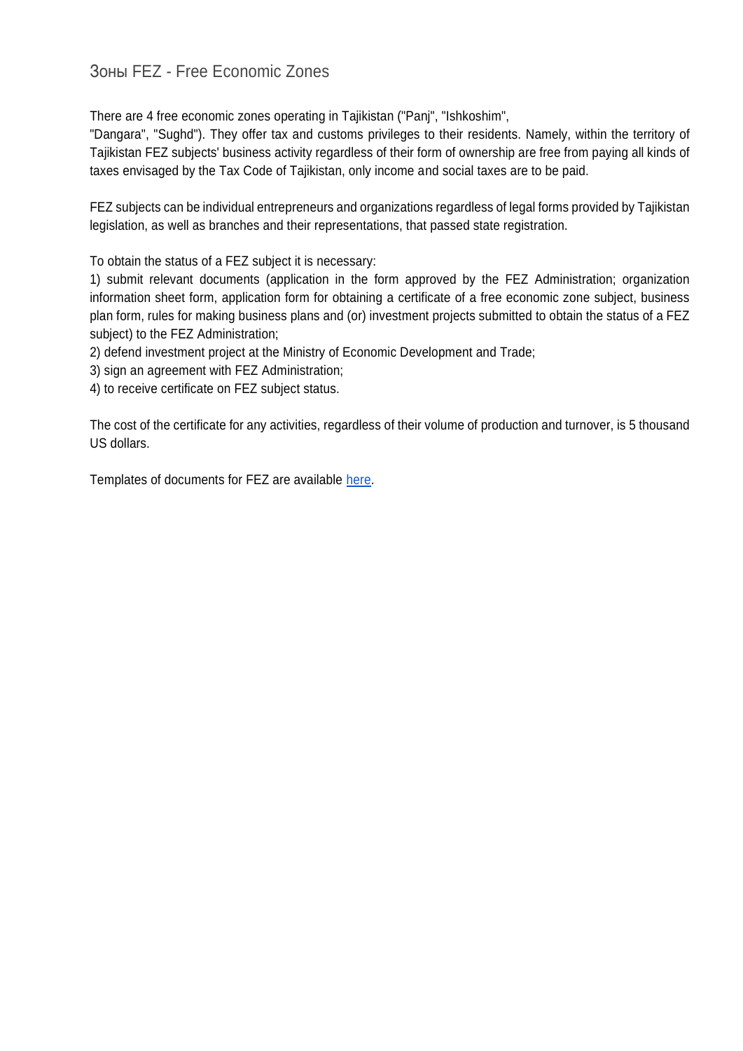## Зоны FEZ - Free Economic Zones

There are 4 free economic zones operating in Tajikistan ("Panj", "Ishkoshim", "Dangara", "Sughd"). They offer tax and customs privileges to their residents. Namely, within the territory of Tajikistan FEZ subjects' business activity regardless of their form of ownership are free from paying all kinds of taxes envisaged by the Tax Code of Tajikistan, only income and social taxes are to be paid.

FEZ subjects can be individual entrepreneurs and organizations regardless of legal forms provided by Tajikistan legislation, as well as branches and their representations, that passed state registration.

To obtain the status of a FEZ subject it is necessary:

1) submit relevant documents (application in the form approved by the FEZ Administration; organization information sheet form, application form for obtaining a certificate of a free economic zone subject, business plan form, rules for making business plans and (or) investment projects submitted to obtain the status of a FEZ subject) to the FEZ Administration;
2) defend investment project at the Ministry of Economic Development and Trade;
3) sign an agreement with FEZ Administration;
4) to receive certificate on FEZ subject status.

The cost of the certificate for any activities, regardless of their volume of production and turnover, is 5 thousand US dollars.

Templates of documents for FEZ are available here.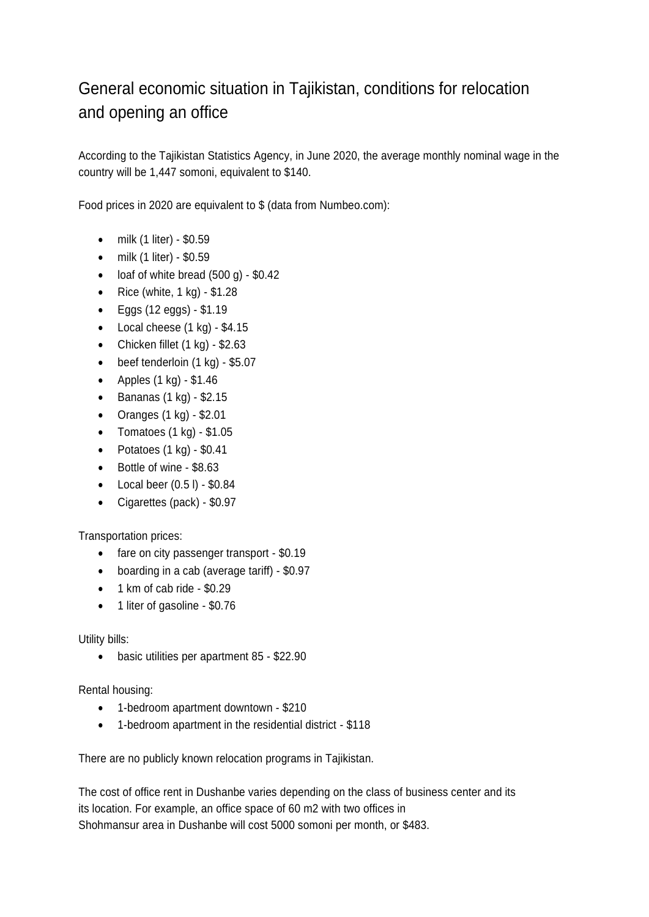# General economic situation in Tajikistan, conditions for relocation and opening an office

According to the Tajikistan Statistics Agency, in June 2020, the average monthly nominal wage in the country will be 1,447 somoni, equivalent to $140.

Food prices in 2020 are equivalent to $ (data from Numbeo.com):

- milk (1 liter) - $0.59
- milk (1 liter) - $0.59
- loaf of white bread (500 g) - $0.42
- Rice (white, 1 kg) - $1.28
- Eggs (12 eggs) - $1.19
- Local cheese (1 kg) - $4.15
- Chicken fillet (1 kg) - $2.63
- beef tenderloin (1 kg) - $5.07
- Apples (1 kg) - $1.46
- Bananas (1 kg) - $2.15
- Oranges (1 kg) - $2.01
- Tomatoes (1 kg) - $1.05
- Potatoes (1 kg) - $0.41
- Bottle of wine - $8.63
- Local beer (0.5 l) - $0.84
- Cigarettes (pack) - $0.97

Transportation prices:

- fare on city passenger transport - $0.19
- boarding in a cab (average tariff) - $0.97
- 1 km of cab ride - $0.29
- 1 liter of gasoline - $0.76

Utility bills:

- basic utilities per apartment 85 - $22.90

Rental housing:

- 1-bedroom apartment downtown - $210
- 1-bedroom apartment in the residential district - $118

There are no publicly known relocation programs in Tajikistan.

The cost of office rent in Dushanbe varies depending on the class of business center and its its location. For example, an office space of 60 m2 with two offices in Shohmansur area in Dushanbe will cost 5000 somoni per month, or $483.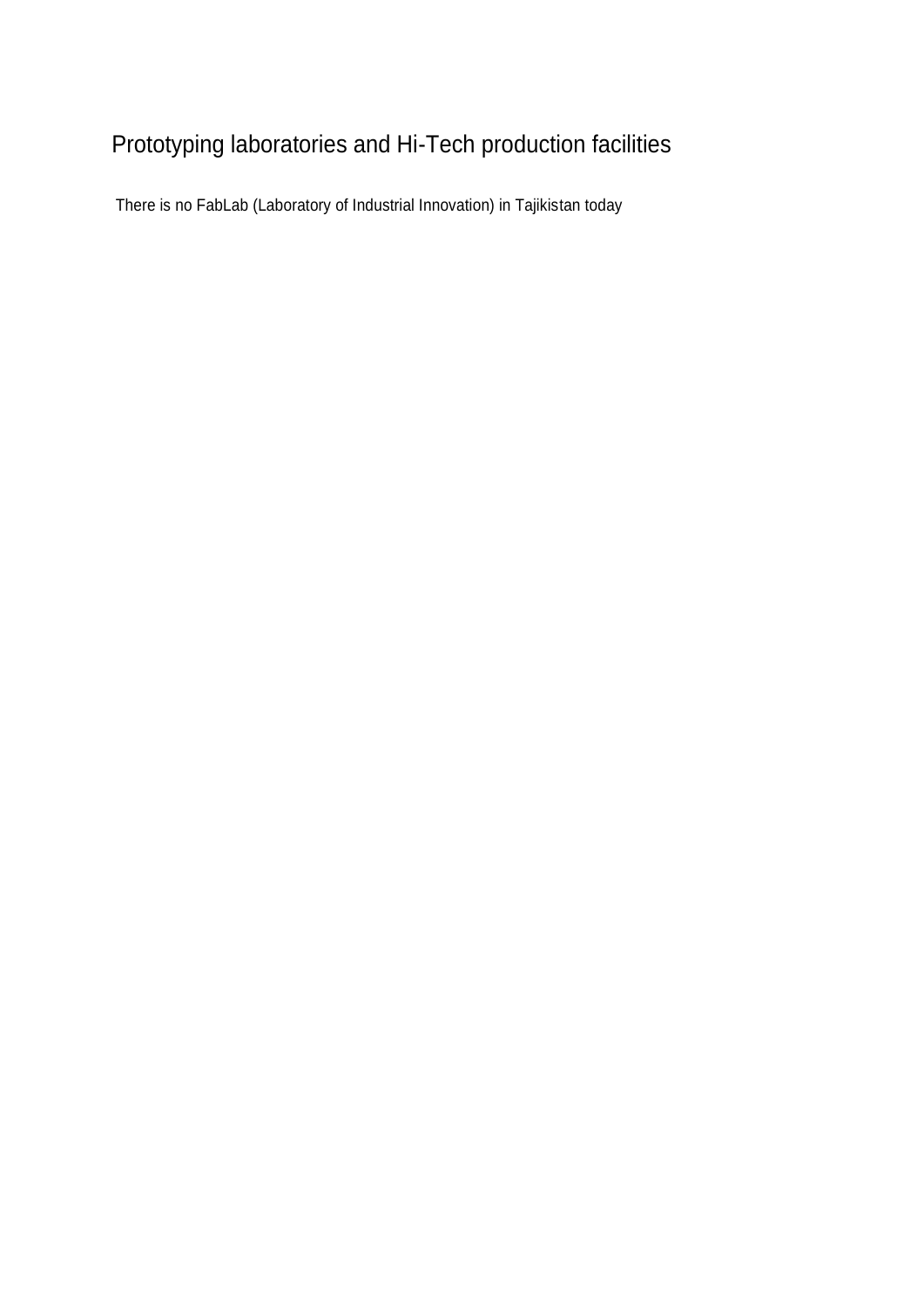## Prototyping laboratories and Hi-Tech production facilities

There is no FabLab (Laboratory of Industrial Innovation) in Tajikistan today